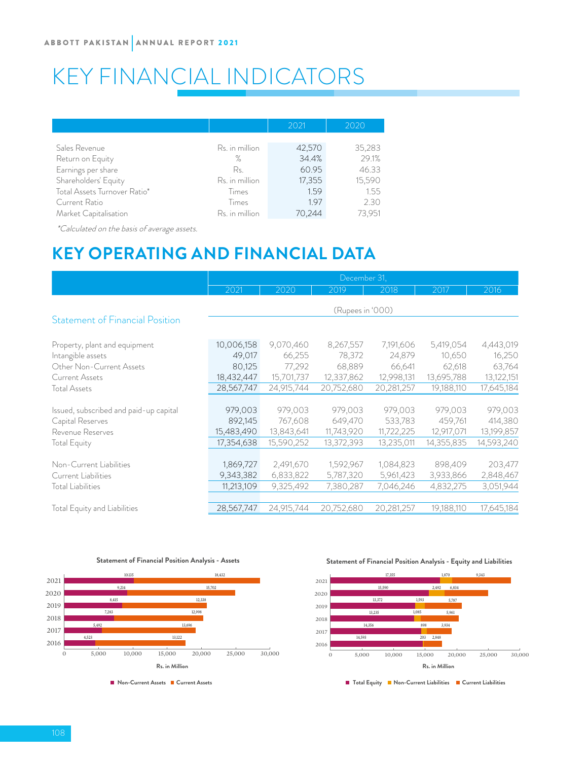# KEY FINANCIAL INDICATORS

| | | 2021 | 2020 |
|---|---|---|---|
| Sales Revenue | Rs. in million | 42,570 | 35,283 |
| Return on Equity | % | 34.4% | 29.1% |
| Earnings per share | Rs. | 60.95 | 46.33 |
| Shareholders' Equity | Rs. in million | 17,355 | 15,590 |
| Total Assets Turnover Ratio* | Times | 1.59 | 1.55 |
| Current Ratio | Times | 1.97 | 2.30 |
| Market Capitalisation | Rs. in million | 70,244 | 73,951 |

*\*Calculated on the basis of average assets.*

# KEY OPERATING AND FINANCIAL DATA

| | December 31, | | | | | |
|---|---|---|---|---|---|---|
| | 2021 | 2020 | 2019 | 2018 | 2017 | 2016 |
| | (Rupees in '000) | | | | | |
| **Statement of Financial Position** | | | | | | |
| Property, plant and equipment | 10,006,158 | 9,070,460 | 8,267,557 | 7,191,606 | 5,419,054 | 4,443,019 |
| Intangible assets | 49,017 | 66,255 | 78,372 | 24,879 | 10,650 | 16,250 |
| Other Non-Current Assets | 80,125 | 77,292 | 68,889 | 66,641 | 62,618 | 63,764 |
| Current Assets | 18,432,447 | 15,701,737 | 12,337,862 | 12,998,131 | 13,695,788 | 13,122,151 |
| Total Assets | 28,567,747 | 24,915,744 | 20,752,680 | 20,281,257 | 19,188,110 | 17,645,184 |
| | | | | | | |
| Issued, subscribed and paid-up capital | 979,003 | 979,003 | 979,003 | 979,003 | 979,003 | 979,003 |
| Capital Reserves | 892,145 | 767,608 | 649,470 | 533,783 | 459,761 | 414,380 |
| Revenue Reserves | 15,483,490 | 13,843,641 | 11,743,920 | 11,722,225 | 12,917,071 | 13,199,857 |
| Total Equity | 17,354,638 | 15,590,252 | 13,372,393 | 13,235,011 | 14,355,835 | 14,593,240 |
| | | | | | | |
| Non-Current Liabilities | 1,869,727 | 2,491,670 | 1,592,967 | 1,084,823 | 898,409 | 203,477 |
| Current Liabilities | 9,343,382 | 6,833,822 | 5,787,320 | 5,961,423 | 3,933,866 | 2,848,467 |
| Total Liabilities | 11,213,109 | 9,325,492 | 7,380,287 | 7,046,246 | 4,832,275 | 3,051,944 |
| | | | | | | |
| Total Equity and Liabilities | 28,567,747 | 24,915,744 | 20,752,680 | 20,281,257 | 19,188,110 | 17,645,184 |

**Statement of Financial Position Analysis - Assets**

| Year | Non-Current Assets | Current Assets |
|---|---|---|
| 2021 | 10,135 | 18,432 |
| 2020 | 9,214 | 15,702 |
| 2019 | 8,415 | 12,338 |
| 2018 | 7,283 | 12,998 |
| 2017 | 5,492 | 13,696 |
| 2016 | 4,523 | 13,122 |

Rs. in Million

**Statement of Financial Position Analysis - Equity and Liabilities**

| Year | Total Equity | Non-Current Liabilities | Current Liabilities |
|---|---|---|---|
| 2021 | 17,355 | 1,870 | 9,343 |
| 2020 | 15,590 | 2,492 | 6,834 |
| 2019 | 13,372 | 1,593 | 5,787 |
| 2018 | 13,235 | 1,085 | 5,961 |
| 2017 | 14,356 | 898 | 3,934 |
| 2016 | 14,593 | 203 | 2,848 |

Rs. in Million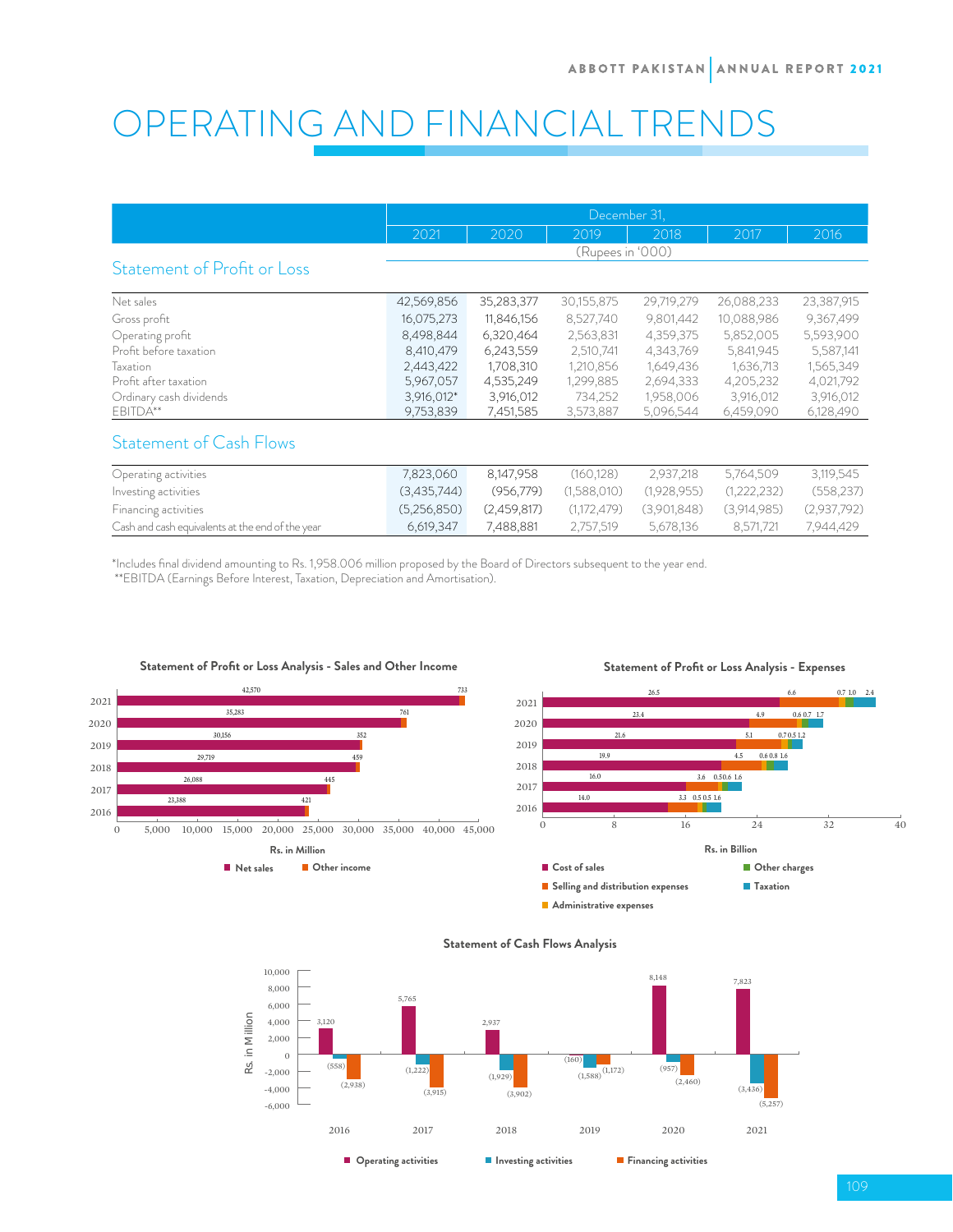# OPERATING AND FINANCIAL TRENDS

| | December 31, | | | | | |
|---|---|---|---|---|---|---|
| | 2021 | 2020 | 2019 | 2018 | 2017 | 2016 |
| | (Rupees in '000) | | | | | |
| **Statement of Profit or Loss** | | | | | | |
| Net sales | 42,569,856 | 35,283,377 | 30,155,875 | 29,719,279 | 26,088,233 | 23,387,915 |
| Gross profit | 16,075,273 | 11,846,156 | 8,527,740 | 9,801,442 | 10,088,986 | 9,367,499 |
| Operating profit | 8,498,844 | 6,320,464 | 2,563,831 | 4,359,375 | 5,852,005 | 5,593,900 |
| Profit before taxation | 8,410,479 | 6,243,559 | 2,510,741 | 4,343,769 | 5,841,945 | 5,587,141 |
| Taxation | 2,443,422 | 1,708,310 | 1,210,856 | 1,649,436 | 1,636,713 | 1,565,349 |
| Profit after taxation | 5,967,057 | 4,535,249 | 1,299,885 | 2,694,333 | 4,205,232 | 4,021,792 |
| Ordinary cash dividends | 3,916,012* | 3,916,012 | 734,252 | 1,958,006 | 3,916,012 | 3,916,012 |
| EBITDA** | 9,753,839 | 7,451,585 | 3,573,887 | 5,096,544 | 6,459,090 | 6,128,490 |
| **Statement of Cash Flows** | | | | | | |
| Operating activities | 7,823,060 | 8,147,958 | (160,128) | 2,937,218 | 5,764,509 | 3,119,545 |
| Investing activities | (3,435,744) | (956,779) | (1,588,010) | (1,928,955) | (1,222,232) | (558,237) |
| Financing activities | (5,256,850) | (2,459,817) | (1,172,479) | (3,901,848) | (3,914,985) | (2,937,792) |
| Cash and cash equivalents at the end of the year | 6,619,347 | 7,488,881 | 2,757,519 | 5,678,136 | 8,571,721 | 7,944,429 |

*Includes final dividend amounting to Rs. 1,958.006 million proposed by the Board of Directors subsequent to the year end.

**EBITDA (Earnings Before Interest, Taxation, Depreciation and Amortisation).

**Statement of Profit or Loss Analysis - Sales and Other Income**

2021: 42,570 | 733
2020: 35,283 | 761
2019: 30,156 | 352
2018: 29,719 | 459
2017: 26,088 | 445
2016: 23,388 | 421

0 5,000 10,000 15,000 20,000 25,000 30,000 35,000 40,000 45,000

Rs. in Million

Net sales | Other income

**Statement of Profit or Loss Analysis - Expenses**

2021: 26.5 | 6.6 | 0.7 1.0 | 2.4
2020: 23.4 | 4.9 | 0.6 0.7 | 1.7
2019: 21.6 | 5.1 | 0.7 0.5 | 1.2
2018: 19.9 | 4.5 | 0.6 0.8 | 1.6
2017: 16.0 | 3.6 | 0.5 0.6 | 1.6
2016: 14.0 | 3.3 | 0.5 0.5 | 1.6

0 8 16 24 32 40

Rs. in Billion

Cost of sales | Selling and distribution expenses | Administrative expenses | Other charges | Taxation

**Statement of Cash Flows Analysis**

Rs. in Million

10,000 8,000 6,000 4,000 2,000 0 -2,000 -4,000 -6,000

2016: 3,120 | (558) | (2,938)
2017: 5,765 | (1,222) | (3,915)
2018: 2,937 | (1,929) | (3,902)
2019: (160) | (1,588) | (1,172)
2020: 8,148 | (957) | (2,460)
2021: 7,823 | (3,436) | (5,257)

Operating activities | Investing activities | Financing activities